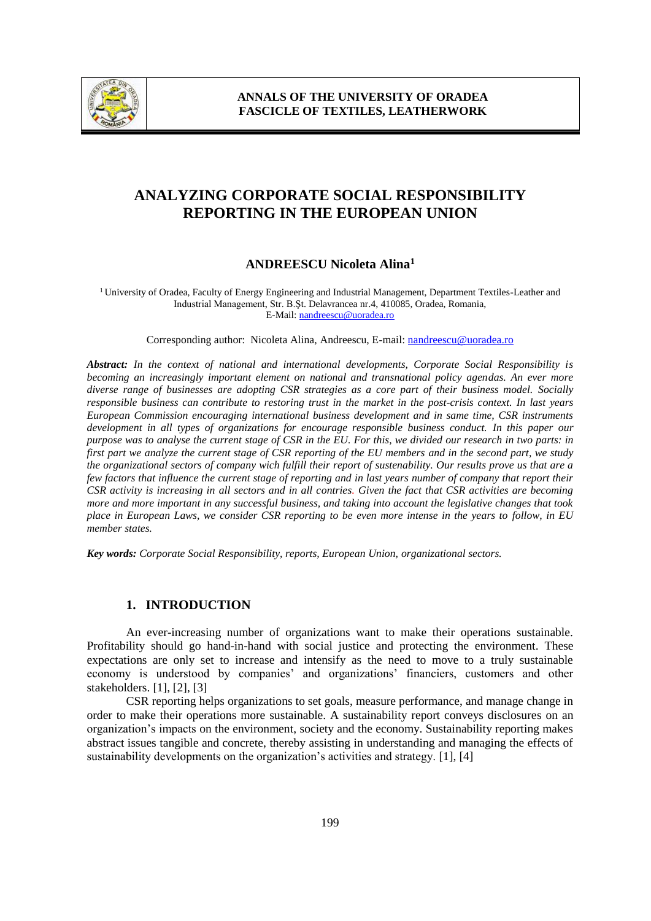# ANALYZING CORPORATE SOCIAL RESPONSIBILITY REPORTING IN THE EUROPEAN UNION

**ANDREESCU Nicoleta Alina[1]**

[1] University of Oradea, Faculty of Energy Engineering and Industrial Management, Department Textiles-Leather and Industrial Management, Str. B.Şt. Delavrancea nr.4, 410085, Oradea, Romania,
E-Mail: nandreescu@uoradea.ro

Corresponding author: Nicoleta Alina, Andreescu, E-mail: nandreescu@uoradea.ro

***Abstract:*** *In the context of national and international developments, Corporate Social Responsibility is becoming an increasingly important element on national and transnational policy agendas. An ever more diverse range of businesses are adopting CSR strategies as a core part of their business model. Socially responsible business can contribute to restoring trust in the market in the post-crisis context. In last years European Commission encouraging international business development and in same time, CSR instruments development in all types of organizations for encourage responsible business conduct. In this paper our purpose was to analyse the current stage of CSR in the EU. For this, we divided our research in two parts: in first part we analyze the current stage of CSR reporting of the EU members and in the second part, we study the organizational sectors of company wich fulfill their report of sustenability. Our results prove us that are a few factors that influence the current stage of reporting and in last years number of company that report their CSR activity is increasing in all sectors and in all contries. Given the fact that CSR activities are becoming more and more important in any successful business, and taking into account the legislative changes that took place in European Laws, we consider CSR reporting to be even more intense in the years to follow, in EU member states.*

***Key words:*** *Corporate Social Responsibility, reports, European Union, organizational sectors.*

## 1. INTRODUCTION

An ever-increasing number of organizations want to make their operations sustainable. Profitability should go hand-in-hand with social justice and protecting the environment. These expectations are only set to increase and intensify as the need to move to a truly sustainable economy is understood by companies' and organizations' financiers, customers and other stakeholders. [1], [2], [3]

CSR reporting helps organizations to set goals, measure performance, and manage change in order to make their operations more sustainable. A sustainability report conveys disclosures on an organization's impacts on the environment, society and the economy. Sustainability reporting makes abstract issues tangible and concrete, thereby assisting in understanding and managing the effects of sustainability developments on the organization's activities and strategy. [1], [4]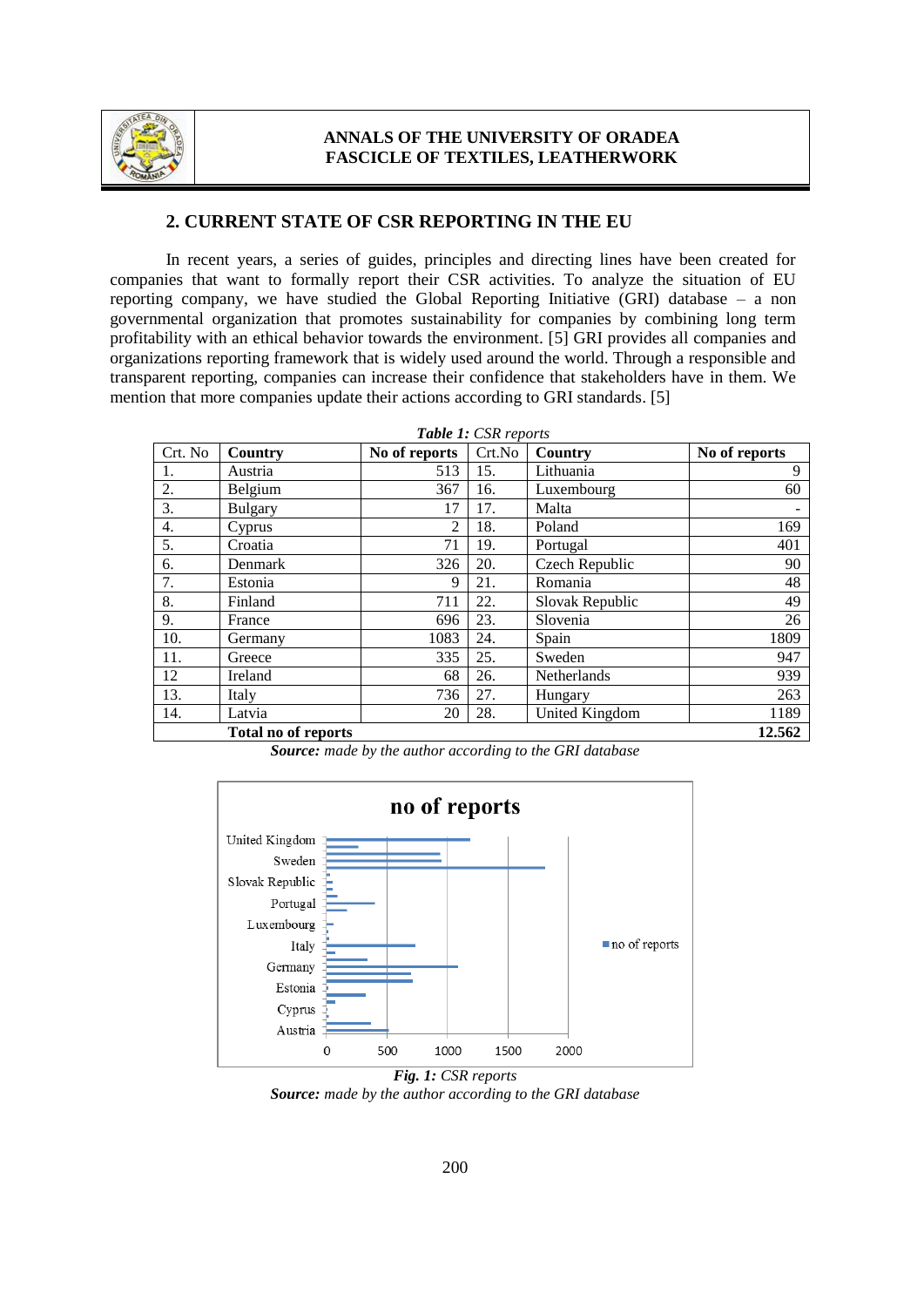## 2. CURRENT STATE OF CSR REPORTING IN THE EU

In recent years, a series of guides, principles and directing lines have been created for companies that want to formally report their CSR activities. To analyze the situation of EU reporting company, we have studied the Global Reporting Initiative (GRI) database – a non governmental organization that promotes sustainability for companies by combining long term profitability with an ethical behavior towards the environment. [5] GRI provides all companies and organizations reporting framework that is widely used around the world. Through a responsible and transparent reporting, companies can increase their confidence that stakeholders have in them. We mention that more companies update their actions according to GRI standards. [5]

***Table 1:*** *CSR reports*

| Crt. No | Country | No of reports | Crt.No | Country | No of reports |
|---|---|---|---|---|---|
| 1. | Austria | 513 | 15. | Lithuania | 9 |
| 2. | Belgium | 367 | 16. | Luxembourg | 60 |
| 3. | Bulgary | 17 | 17. | Malta | - |
| 4. | Cyprus | 2 | 18. | Poland | 169 |
| 5. | Croatia | 71 | 19. | Portugal | 401 |
| 6. | Denmark | 326 | 20. | Czech Republic | 90 |
| 7. | Estonia | 9 | 21. | Romania | 48 |
| 8. | Finland | 711 | 22. | Slovak Republic | 49 |
| 9. | France | 696 | 23. | Slovenia | 26 |
| 10. | Germany | 1083 | 24. | Spain | 1809 |
| 11. | Greece | 335 | 25. | Sweden | 947 |
| 12 | Ireland | 68 | 26. | Netherlands | 939 |
| 13. | Italy | 736 | 27. | Hungary | 263 |
| 14. | Latvia | 20 | 28. | United Kingdom | 1189 |
| | **Total no of reports** | | | | **12.562** |

***Source:*** *made by the author according to the GRI database*

***Fig. 1:*** *CSR reports*

***Source:*** *made by the author according to the GRI database*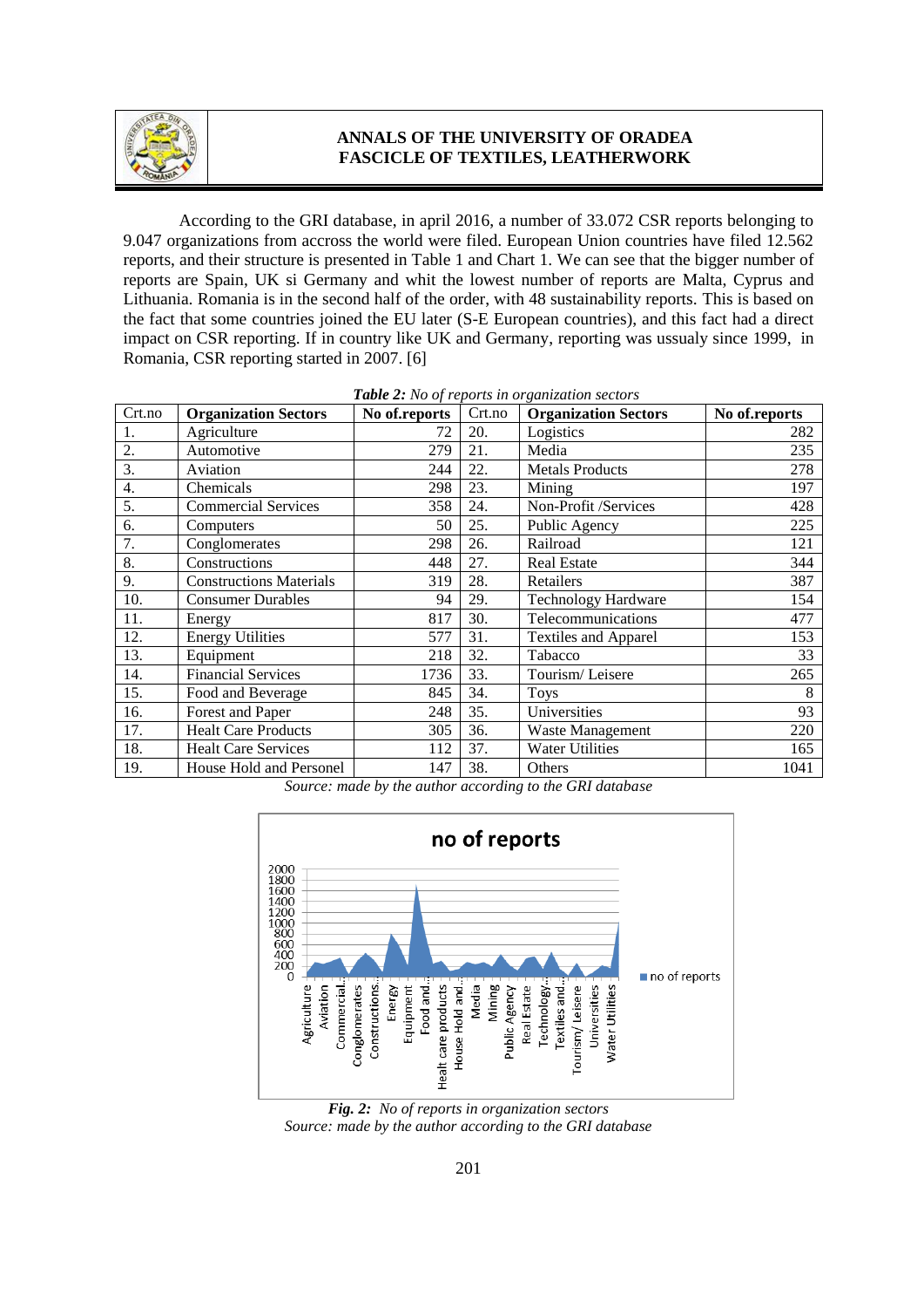According to the GRI database, in april 2016, a number of 33.072 CSR reports belonging to 9.047 organizations from accross the world were filed. European Union countries have filed 12.562 reports, and their structure is presented in Table 1 and Chart 1. We can see that the bigger number of reports are Spain, UK si Germany and whit the lowest number of reports are Malta, Cyprus and Lithuania. Romania is in the second half of the order, with 48 sustainability reports. This is based on the fact that some countries joined the EU later (S-E European countries), and this fact had a direct impact on CSR reporting. If in country like UK and Germany, reporting was ussualy since 1999, in Romania, CSR reporting started in 2007. [6]

***Table 2:*** *No of reports in organization sectors*

| Crt.no | Organization Sectors | No of.reports | Crt.no | Organization Sectors | No of.reports |
|---|---|---|---|---|---|
| 1. | Agriculture | 72 | 20. | Logistics | 282 |
| 2. | Automotive | 279 | 21. | Media | 235 |
| 3. | Aviation | 244 | 22. | Metals Products | 278 |
| 4. | Chemicals | 298 | 23. | Mining | 197 |
| 5. | Commercial Services | 358 | 24. | Non-Profit /Services | 428 |
| 6. | Computers | 50 | 25. | Public Agency | 225 |
| 7. | Conglomerates | 298 | 26. | Railroad | 121 |
| 8. | Constructions | 448 | 27. | Real Estate | 344 |
| 9. | Constructions Materials | 319 | 28. | Retailers | 387 |
| 10. | Consumer Durables | 94 | 29. | Technology Hardware | 154 |
| 11. | Energy | 817 | 30. | Telecommunications | 477 |
| 12. | Energy Utilities | 577 | 31. | Textiles and Apparel | 153 |
| 13. | Equipment | 218 | 32. | Tabacco | 33 |
| 14. | Financial Services | 1736 | 33. | Tourism/ Leisere | 265 |
| 15. | Food and Beverage | 845 | 34. | Toys | 8 |
| 16. | Forest and Paper | 248 | 35. | Universities | 93 |
| 17. | Healt Care Products | 305 | 36. | Waste Management | 220 |
| 18. | Healt Care Services | 112 | 37. | Water Utilities | 165 |
| 19. | House Hold and Personel | 147 | 38. | Others | 1041 |

*Source: made by the author according to the GRI database*

***Fig. 2:*** *No of reports in organization sectors*
*Source: made by the author according to the GRI database*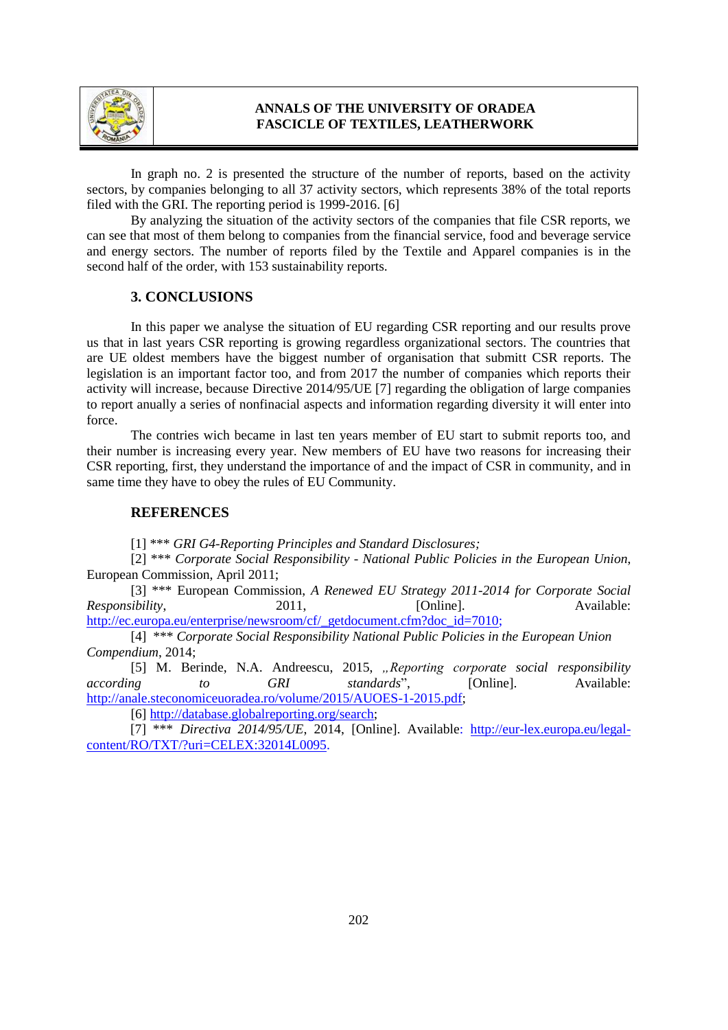In graph no. 2 is presented the structure of the number of reports, based on the activity sectors, by companies belonging to all 37 activity sectors, which represents 38% of the total reports filed with the GRI. The reporting period is 1999-2016. [6]

By analyzing the situation of the activity sectors of the companies that file CSR reports, we can see that most of them belong to companies from the financial service, food and beverage service and energy sectors. The number of reports filed by the Textile and Apparel companies is in the second half of the order, with 153 sustainability reports.

## 3. CONCLUSIONS

In this paper we analyse the situation of EU regarding CSR reporting and our results prove us that in last years CSR reporting is growing regardless organizational sectors. The countries that are UE oldest members have the biggest number of organisation that submitt CSR reports. The legislation is an important factor too, and from 2017 the number of companies which reports their activity will increase, because Directive 2014/95/UE [7] regarding the obligation of large companies to report anually a series of nonfinacial aspects and information regarding diversity it will enter into force.

The contries wich became in last ten years member of EU start to submit reports too, and their number is increasing every year. New members of EU have two reasons for increasing their CSR reporting, first, they understand the importance of and the impact of CSR in community, and in same time they have to obey the rules of EU Community.

## REFERENCES

[1] *** *GRI G4-Reporting Principles and Standard Disclosures;*

[2] *** *Corporate Social Responsibility - National Public Policies in the European Union*, European Commission, April 2011;

[3] *** European Commission, *A Renewed EU Strategy 2011-2014 for Corporate Social Responsibility*, 2011, [Online]. Available: http://ec.europa.eu/enterprise/newsroom/cf/_getdocument.cfm?doc_id=7010;

[4] *** *Corporate Social Responsibility National Public Policies in the European Union Compendium*, 2014;

[5] M. Berinde, N.A. Andreescu, 2015, *„Reporting corporate social responsibility according to GRI standards*", [Online]. Available: http://anale.steconomiceuoradea.ro/volume/2015/AUOES-1-2015.pdf;

[6] http://database.globalreporting.org/search;

[7] *** *Directiva 2014/95/UE*, 2014, [Online]. Available: http://eur-lex.europa.eu/legal-content/RO/TXT/?uri=CELEX:32014L0095.